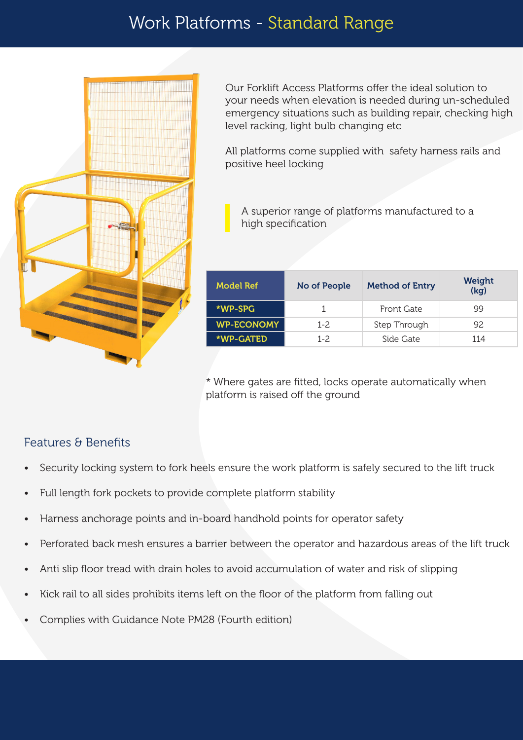# Work Platforms - Standard Range

Our Forklift Access Platforms offer the ideal solution to your needs when elevation is needed during un-scheduled emergency situations such as building repair, checking high level racking, light bulb changing etc

All platforms come supplied with safety harness rails and positive heel locking

> A superior range of platforms manufactured to a high specification

| Model Ref | No of People | Method of Entry | Weight (kg) |
|---|---|---|---|
| *WP-SPG | 1 | Front Gate | 99 |
| WP-ECONOMY | 1-2 | Step Through | 92 |
| *WP-GATED | 1-2 | Side Gate | 114 |

* Where gates are fitted, locks operate automatically when platform is raised off the ground

## Features & Benefits

- Security locking system to fork heels ensure the work platform is safely secured to the lift truck
- Full length fork pockets to provide complete platform stability
- Harness anchorage points and in-board handhold points for operator safety
- Perforated back mesh ensures a barrier between the operator and hazardous areas of the lift truck
- Anti slip floor tread with drain holes to avoid accumulation of water and risk of slipping
- Kick rail to all sides prohibits items left on the floor of the platform from falling out
- Complies with Guidance Note PM28 (Fourth edition)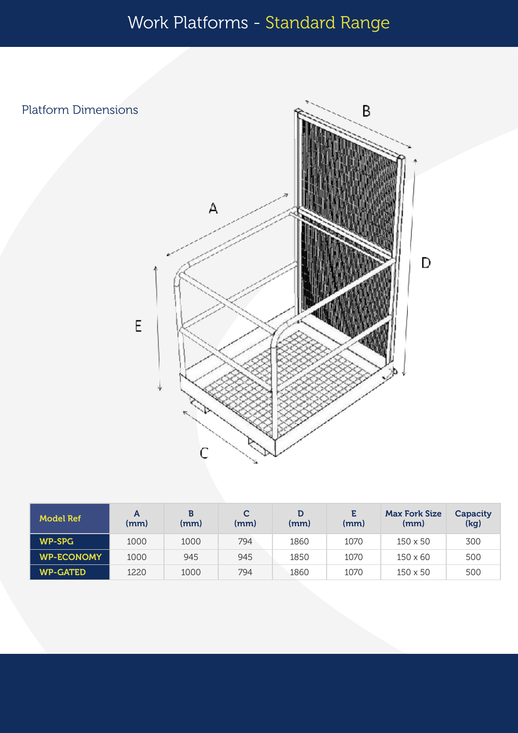# Work Platforms - Standard Range

## Platform Dimensions

| Model Ref | A (mm) | B (mm) | C (mm) | D (mm) | E (mm) | Max Fork Size (mm) | Capacity (kg) |
|---|---|---|---|---|---|---|---|
| WP-SPG | 1000 | 1000 | 794 | 1860 | 1070 | 150 x 50 | 300 |
| WP-ECONOMY | 1000 | 945 | 945 | 1850 | 1070 | 150 x 60 | 500 |
| WP-GATED | 1220 | 1000 | 794 | 1860 | 1070 | 150 x 50 | 500 |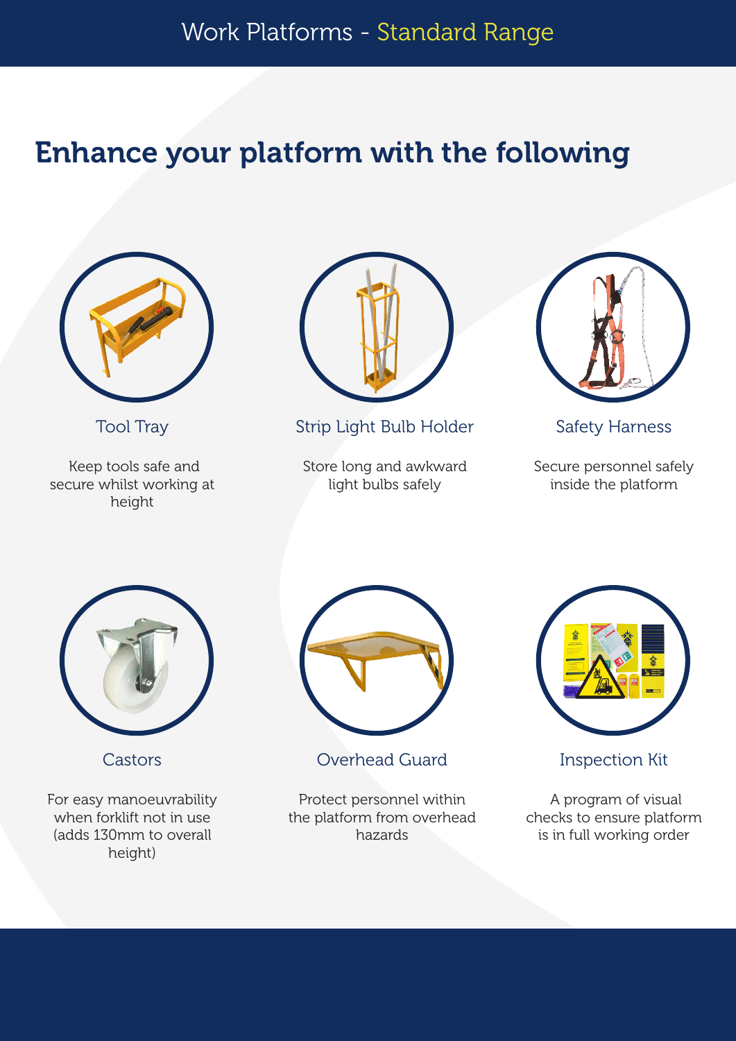# Enhance your platform with the following

### Tool Tray

Keep tools safe and secure whilst working at height

### Strip Light Bulb Holder

Store long and awkward light bulbs safely

### Safety Harness

Secure personnel safely inside the platform

### Castors

For easy manoeuvrability when forklift not in use (adds 130mm to overall height)

### Overhead Guard

Protect personnel within the platform from overhead hazards

### Inspection Kit

A program of visual checks to ensure platform is in full working order